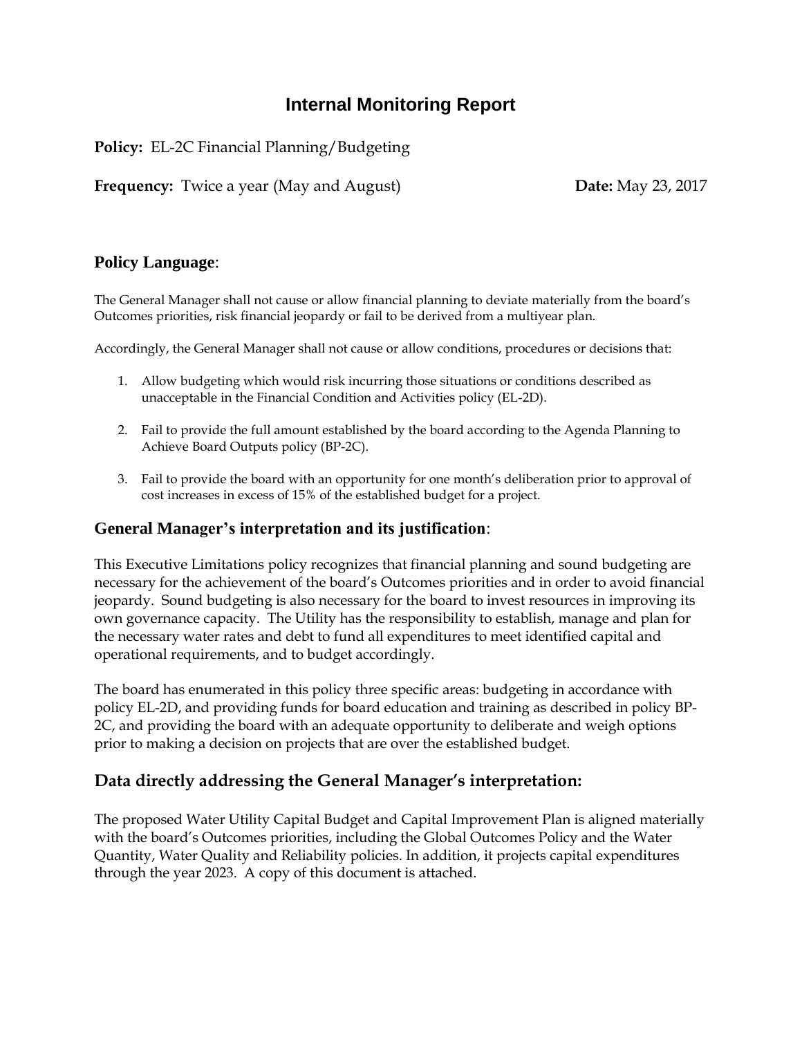# Internal Monitoring Report

**Policy:** EL-2C Financial Planning/Budgeting

**Frequency:** Twice a year (May and August) **Date:** May 23, 2017

## Policy Language:

The General Manager shall not cause or allow financial planning to deviate materially from the board's Outcomes priorities, risk financial jeopardy or fail to be derived from a multiyear plan.

Accordingly, the General Manager shall not cause or allow conditions, procedures or decisions that:

1. Allow budgeting which would risk incurring those situations or conditions described as unacceptable in the Financial Condition and Activities policy (EL-2D).
2. Fail to provide the full amount established by the board according to the Agenda Planning to Achieve Board Outputs policy (BP-2C).
3. Fail to provide the board with an opportunity for one month's deliberation prior to approval of cost increases in excess of 15% of the established budget for a project.

## General Manager's interpretation and its justification:

This Executive Limitations policy recognizes that financial planning and sound budgeting are necessary for the achievement of the board's Outcomes priorities and in order to avoid financial jeopardy. Sound budgeting is also necessary for the board to invest resources in improving its own governance capacity. The Utility has the responsibility to establish, manage and plan for the necessary water rates and debt to fund all expenditures to meet identified capital and operational requirements, and to budget accordingly.

The board has enumerated in this policy three specific areas: budgeting in accordance with policy EL-2D, and providing funds for board education and training as described in policy BP-2C, and providing the board with an adequate opportunity to deliberate and weigh options prior to making a decision on projects that are over the established budget.

## Data directly addressing the General Manager's interpretation:

The proposed Water Utility Capital Budget and Capital Improvement Plan is aligned materially with the board's Outcomes priorities, including the Global Outcomes Policy and the Water Quantity, Water Quality and Reliability policies. In addition, it projects capital expenditures through the year 2023. A copy of this document is attached.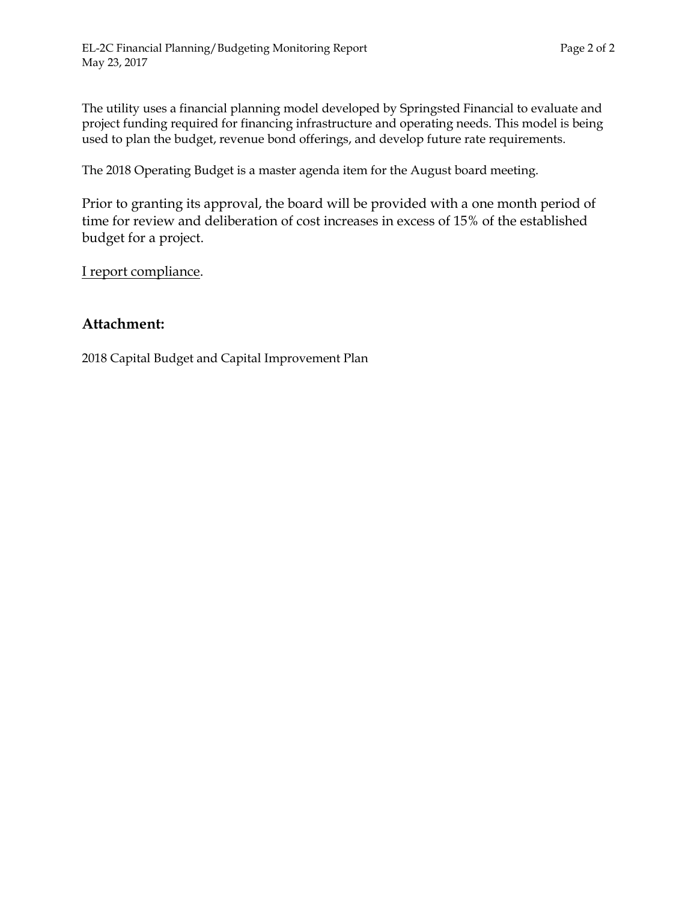The utility uses a financial planning model developed by Springsted Financial to evaluate and project funding required for financing infrastructure and operating needs. This model is being used to plan the budget, revenue bond offerings, and develop future rate requirements.

The 2018 Operating Budget is a master agenda item for the August board meeting.

Prior to granting its approval, the board will be provided with a one month period of time for review and deliberation of cost increases in excess of 15% of the established budget for a project.

<u>I report compliance</u>.

## Attachment:

2018 Capital Budget and Capital Improvement Plan